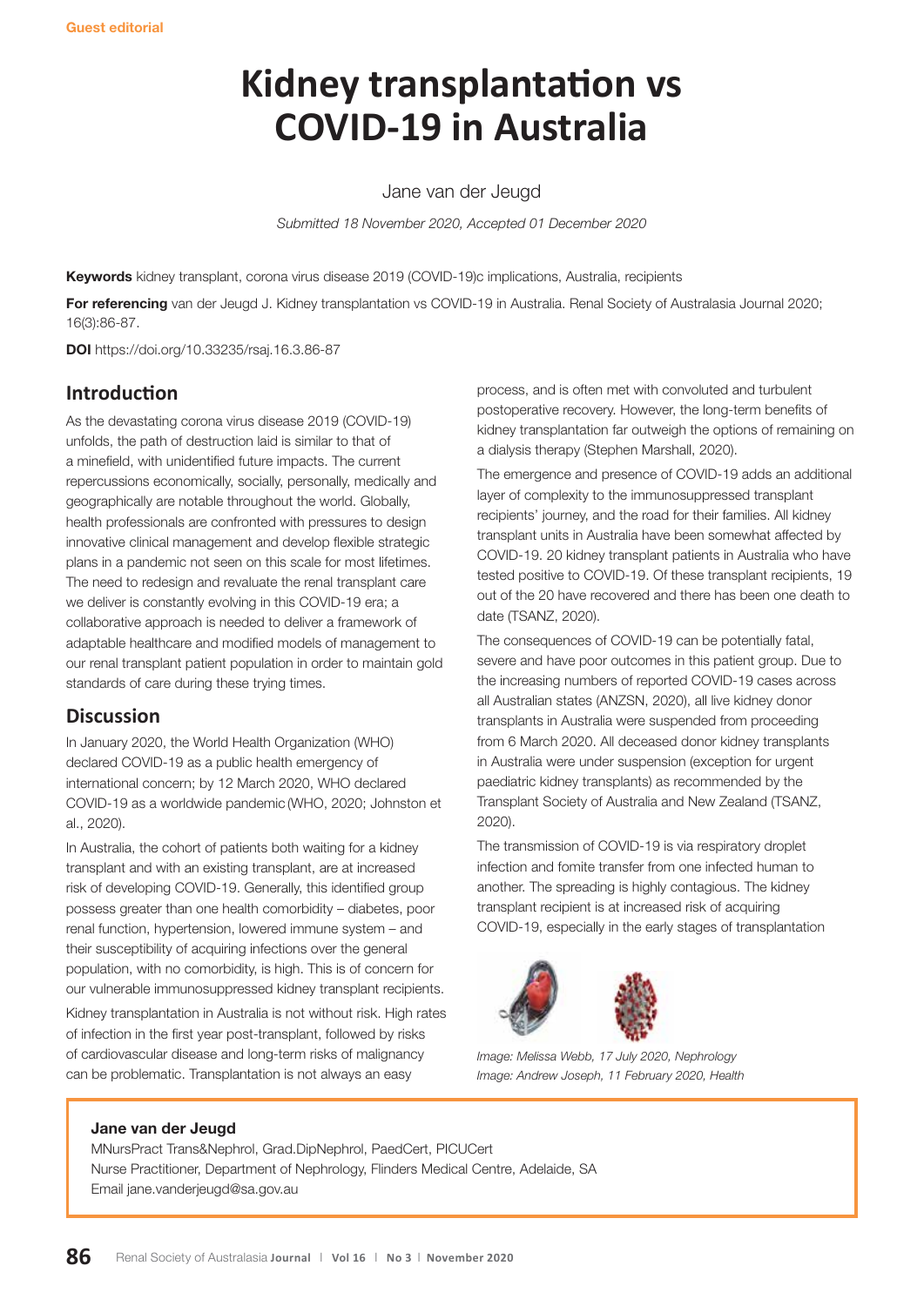Guest editorial

# Kidney transplantation vs COVID-19 in Australia

Jane van der Jeugd

*Submitted 18 November 2020, Accepted 01 December 2020*

**Keywords** kidney transplant, corona virus disease 2019 (COVID-19)c implications, Australia, recipients

**For referencing** van der Jeugd J. Kidney transplantation vs COVID-19 in Australia. Renal Society of Australasia Journal 2020; 16(3):86-87.

**DOI** https://doi.org/10.33235/rsaj.16.3.86-87

## Introduction

As the devastating corona virus disease 2019 (COVID-19) unfolds, the path of destruction laid is similar to that of a minefield, with unidentified future impacts. The current repercussions economically, socially, personally, medically and geographically are notable throughout the world. Globally, health professionals are confronted with pressures to design innovative clinical management and develop flexible strategic plans in a pandemic not seen on this scale for most lifetimes. The need to redesign and revaluate the renal transplant care we deliver is constantly evolving in this COVID-19 era; a collaborative approach is needed to deliver a framework of adaptable healthcare and modified models of management to our renal transplant patient population in order to maintain gold standards of care during these trying times.

## Discussion

In January 2020, the World Health Organization (WHO) declared COVID-19 as a public health emergency of international concern; by 12 March 2020, WHO declared COVID-19 as a worldwide pandemic (WHO, 2020; Johnston et al., 2020).

In Australia, the cohort of patients both waiting for a kidney transplant and with an existing transplant, are at increased risk of developing COVID-19. Generally, this identified group possess greater than one health comorbidity – diabetes, poor renal function, hypertension, lowered immune system – and their susceptibility of acquiring infections over the general population, with no comorbidity, is high. This is of concern for our vulnerable immunosuppressed kidney transplant recipients.

Kidney transplantation in Australia is not without risk. High rates of infection in the first year post-transplant, followed by risks of cardiovascular disease and long-term risks of malignancy can be problematic. Transplantation is not always an easy process, and is often met with convoluted and turbulent postoperative recovery. However, the long-term benefits of kidney transplantation far outweigh the options of remaining on a dialysis therapy (Stephen Marshall, 2020).

The emergence and presence of COVID-19 adds an additional layer of complexity to the immunosuppressed transplant recipients' journey, and the road for their families. All kidney transplant units in Australia have been somewhat affected by COVID-19. 20 kidney transplant patients in Australia who have tested positive to COVID-19. Of these transplant recipients, 19 out of the 20 have recovered and there has been one death to date (TSANZ, 2020).

The consequences of COVID-19 can be potentially fatal, severe and have poor outcomes in this patient group. Due to the increasing numbers of reported COVID-19 cases across all Australian states (ANZSN, 2020), all live kidney donor transplants in Australia were suspended from proceeding from 6 March 2020. All deceased donor kidney transplants in Australia were under suspension (exception for urgent paediatric kidney transplants) as recommended by the Transplant Society of Australia and New Zealand (TSANZ, 2020).

The transmission of COVID-19 is via respiratory droplet infection and fomite transfer from one infected human to another. The spreading is highly contagious. The kidney transplant recipient is at increased risk of acquiring COVID-19, especially in the early stages of transplantation

*Image: Melissa Webb, 17 July 2020, Nephrology*
*Image: Andrew Joseph, 11 February 2020, Health*

**Jane van der Jeugd**
MNursPract Trans&Nephrol, Grad.DipNephrol, PaedCert, PICUCert
Nurse Practitioner, Department of Nephrology, Flinders Medical Centre, Adelaide, SA
Email jane.vanderjeugd@sa.gov.au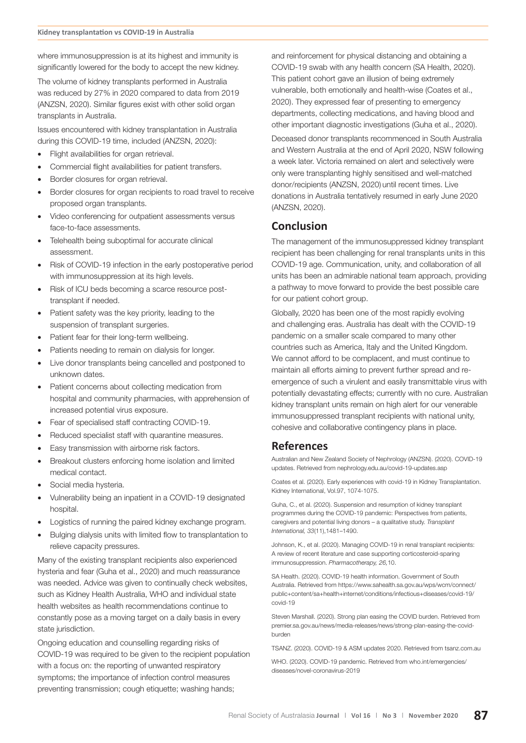where immunosuppression is at its highest and immunity is significantly lowered for the body to accept the new kidney.

The volume of kidney transplants performed in Australia was reduced by 27% in 2020 compared to data from 2019 (ANZSN, 2020). Similar figures exist with other solid organ transplants in Australia.

Issues encountered with kidney transplantation in Australia during this COVID-19 time, included (ANZSN, 2020):

- Flight availabilities for organ retrieval.
- Commercial flight availabilities for patient transfers.
- Border closures for organ retrieval.
- Border closures for organ recipients to road travel to receive proposed organ transplants.
- Video conferencing for outpatient assessments versus face-to-face assessments.
- Telehealth being suboptimal for accurate clinical assessment.
- Risk of COVID-19 infection in the early postoperative period with immunosuppression at its high levels.
- Risk of ICU beds becoming a scarce resource post-transplant if needed.
- Patient safety was the key priority, leading to the suspension of transplant surgeries.
- Patient fear for their long-term wellbeing.
- Patients needing to remain on dialysis for longer.
- Live donor transplants being cancelled and postponed to unknown dates.
- Patient concerns about collecting medication from hospital and community pharmacies, with apprehension of increased potential virus exposure.
- Fear of specialised staff contracting COVID-19.
- Reduced specialist staff with quarantine measures.
- Easy transmission with airborne risk factors.
- Breakout clusters enforcing home isolation and limited medical contact.
- Social media hysteria.
- Vulnerability being an inpatient in a COVID-19 designated hospital.
- Logistics of running the paired kidney exchange program.
- Bulging dialysis units with limited flow to transplantation to relieve capacity pressures.

Many of the existing transplant recipients also experienced hysteria and fear (Guha et al., 2020) and much reassurance was needed. Advice was given to continually check websites, such as Kidney Health Australia, WHO and individual state health websites as health recommendations continue to constantly pose as a moving target on a daily basis in every state jurisdiction.

Ongoing education and counselling regarding risks of COVID-19 was required to be given to the recipient population with a focus on: the reporting of unwanted respiratory symptoms; the importance of infection control measures preventing transmission; cough etiquette; washing hands; and reinforcement for physical distancing and obtaining a COVID-19 swab with any health concern (SA Health, 2020). This patient cohort gave an illusion of being extremely vulnerable, both emotionally and health-wise (Coates et al., 2020). They expressed fear of presenting to emergency departments, collecting medications, and having blood and other important diagnostic investigations (Guha et al., 2020).

Deceased donor transplants recommenced in South Australia and Western Australia at the end of April 2020, NSW following a week later. Victoria remained on alert and selectively were only were transplanting highly sensitised and well-matched donor/recipients (ANZSN, 2020) until recent times. Live donations in Australia tentatively resumed in early June 2020 (ANZSN, 2020).

## Conclusion

The management of the immunosuppressed kidney transplant recipient has been challenging for renal transplants units in this COVID-19 age. Communication, unity, and collaboration of all units has been an admirable national team approach, providing a pathway to move forward to provide the best possible care for our patient cohort group.

Globally, 2020 has been one of the most rapidly evolving and challenging eras. Australia has dealt with the COVID-19 pandemic on a smaller scale compared to many other countries such as America, Italy and the United Kingdom. We cannot afford to be complacent, and must continue to maintain all efforts aiming to prevent further spread and re-emergence of such a virulent and easily transmittable virus with potentially devastating effects; currently with no cure. Australian kidney transplant units remain on high alert for our venerable immunosuppressed transplant recipients with national unity, cohesive and collaborative contingency plans in place.

## References

Australian and New Zealand Society of Nephrology (ANZSN). (2020). COVID-19 updates. Retrieved from nephrology.edu.au/covid-19-updates.asp

Coates et al. (2020). Early experiences with covid-19 in Kidney Transplantation. Kidney International, Vol.97, 1074-1075.

Guha, C., et al. (2020). Suspension and resumption of kidney transplant programmes during the COVID-19 pandemic: Perspectives from patients, caregivers and potential living donors – a qualitative study. *Transplant International, 33*(11),1481–1490.

Johnson, K., et al. (2020). Managing COVID-19 in renal transplant recipients: A review of recent literature and case supporting corticosteroid-sparing immunosuppression. *Pharmacotherapy, 26*,10.

SA Health. (2020). COVID-19 health information. Government of South Australia. Retrieved from https://www.sahealth.sa.gov.au/wps/wcm/connect/public+content/sa+health+internet/conditions/infectious+diseases/covid-19/covid-19

Steven Marshall. (2020). Strong plan easing the COVID burden. Retrieved from premier.sa.gov.au/news/media-releases/news/strong-plan-easing-the-covid-burden

TSANZ. (2020). COVID-19 & ASM updates 2020. Retrieved from tsanz.com.au

WHO. (2020). COVID-19 pandemic. Retrieved from who.int/emergencies/diseases/novel-coronavirus-2019